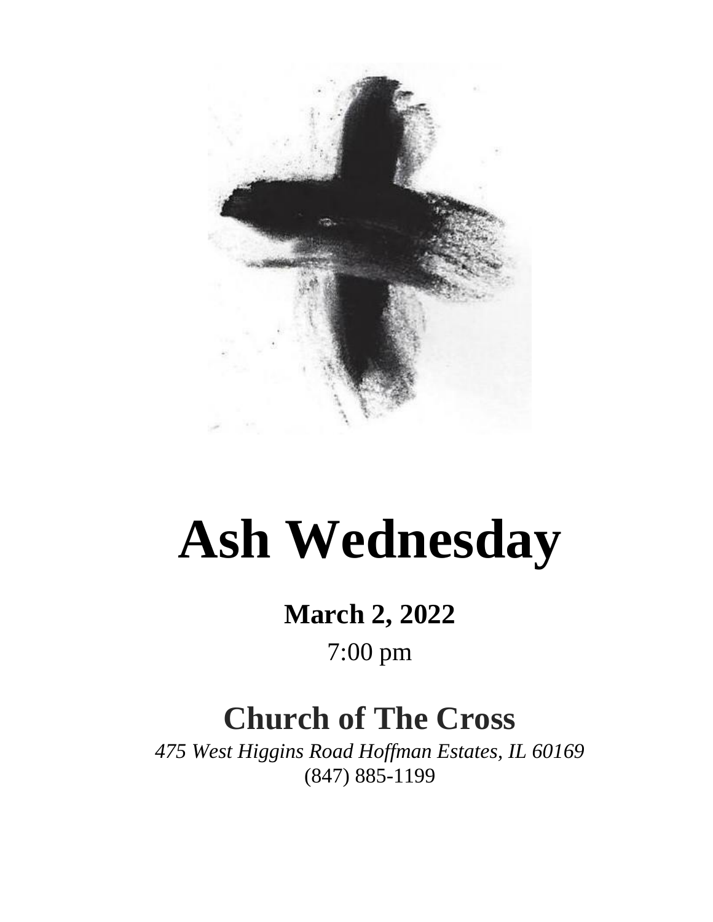# Ash Wednesday

**March 2, 2022**

7:00 pm

## Church of The Cross

*475 West Higgins Road Hoffman Estates, IL 60169*

(847) 885-1199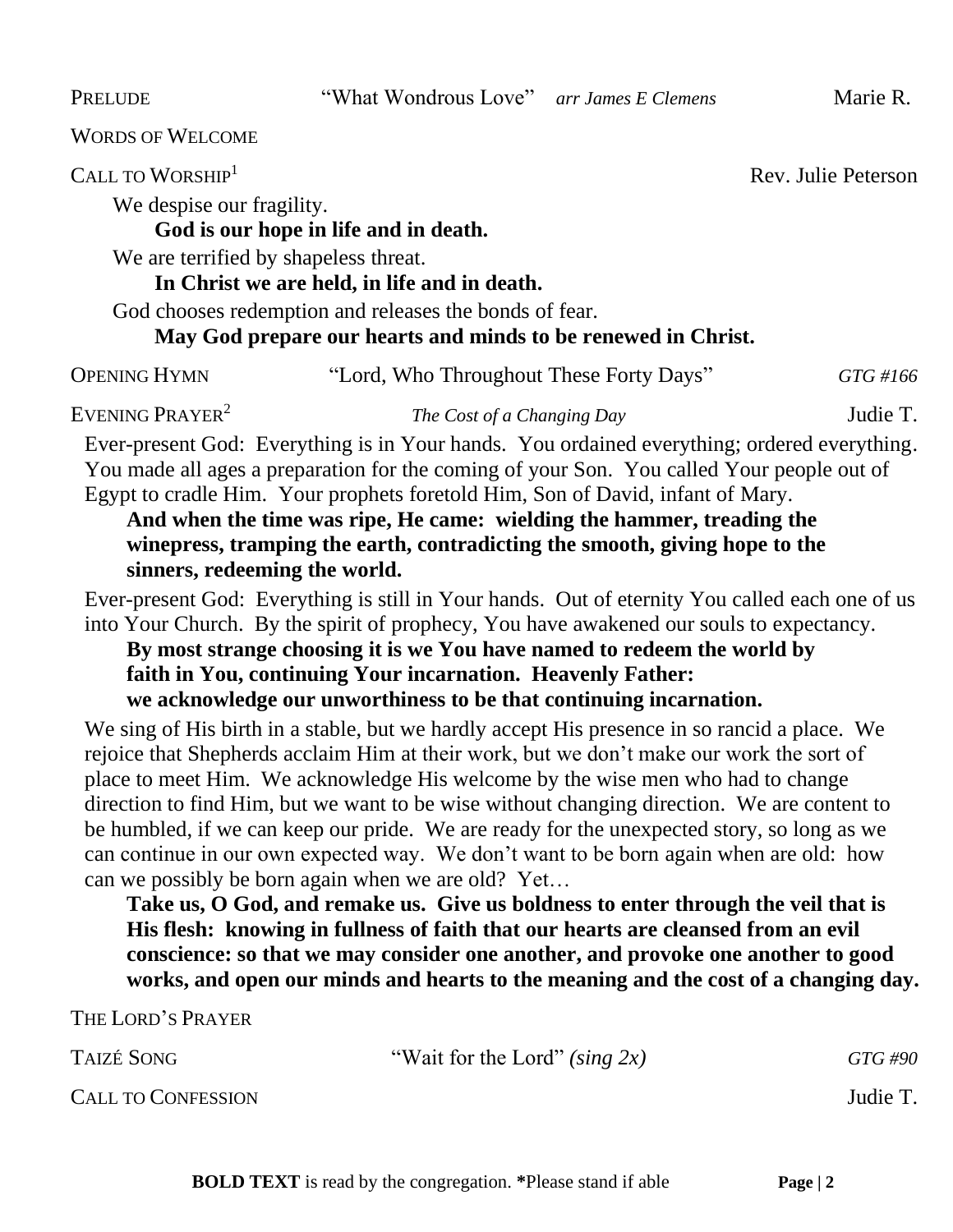PRELUDE "What Wondrous Love" *arr James E Clemens* Marie R.

WORDS OF WELCOME

CALL TO WORSHIP[1] Rev. Julie Peterson

We despise our fragility.

**God is our hope in life and in death.**

We are terrified by shapeless threat.

**In Christ we are held, in life and in death.**

God chooses redemption and releases the bonds of fear.

**May God prepare our hearts and minds to be renewed in Christ.**

OPENING HYMN "Lord, Who Throughout These Forty Days" *GTG #166*

EVENING PRAYER[2] *The Cost of a Changing Day* Judie T.

Ever-present God: Everything is in Your hands. You ordained everything; ordered everything. You made all ages a preparation for the coming of your Son. You called Your people out of Egypt to cradle Him. Your prophets foretold Him, Son of David, infant of Mary.

**And when the time was ripe, He came: wielding the hammer, treading the winepress, tramping the earth, contradicting the smooth, giving hope to the sinners, redeeming the world.**

Ever-present God: Everything is still in Your hands. Out of eternity You called each one of us into Your Church. By the spirit of prophecy, You have awakened our souls to expectancy.

**By most strange choosing it is we You have named to redeem the world by faith in You, continuing Your incarnation. Heavenly Father: we acknowledge our unworthiness to be that continuing incarnation.**

We sing of His birth in a stable, but we hardly accept His presence in so rancid a place. We rejoice that Shepherds acclaim Him at their work, but we don't make our work the sort of place to meet Him. We acknowledge His welcome by the wise men who had to change direction to find Him, but we want to be wise without changing direction. We are content to be humbled, if we can keep our pride. We are ready for the unexpected story, so long as we can continue in our own expected way. We don't want to be born again when are old: how can we possibly be born again when we are old? Yet…

**Take us, O God, and remake us. Give us boldness to enter through the veil that is His flesh: knowing in fullness of faith that our hearts are cleansed from an evil conscience: so that we may consider one another, and provoke one another to good works, and open our minds and hearts to the meaning and the cost of a changing day.**

THE LORD'S PRAYER

TAIZÉ SONG "Wait for the Lord" *(sing 2x)* *GTG #90*

CALL TO CONFESSION Judie T.

**BOLD TEXT** is read by the congregation. **\***Please stand if able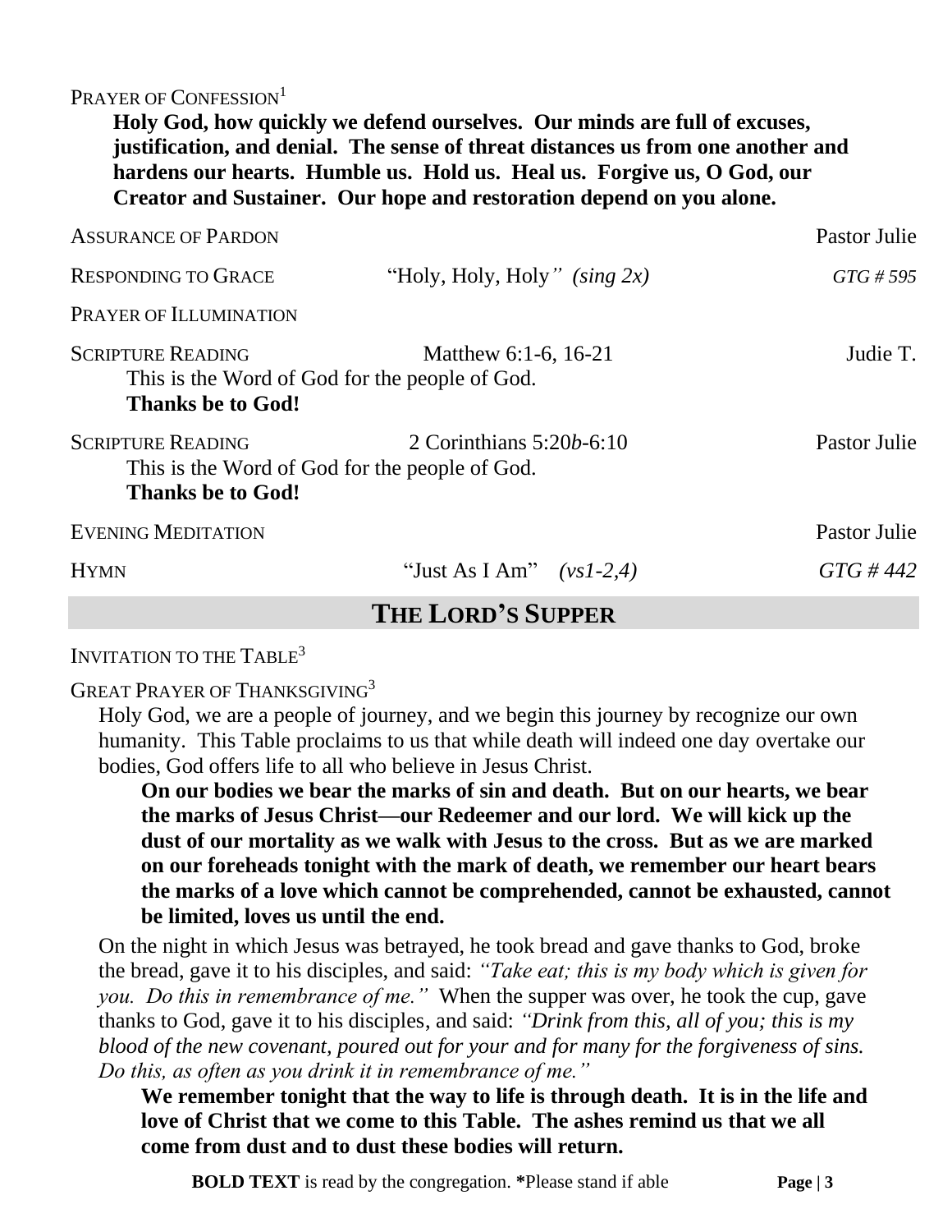PRAYER OF CONFESSION[1]

**Holy God, how quickly we defend ourselves. Our minds are full of excuses, justification, and denial. The sense of threat distances us from one another and hardens our hearts. Humble us. Hold us. Heal us. Forgive us, O God, our Creator and Sustainer. Our hope and restoration depend on you alone.**

ASSURANCE OF PARDON — Pastor Julie

RESPONDING TO GRACE — "Holy, Holy, Holy" *(sing 2x)* — *GTG # 595*

PRAYER OF ILLUMINATION

SCRIPTURE READING — Matthew 6:1-6, 16-21 — Judie T.

This is the Word of God for the people of God.
**Thanks be to God!**

SCRIPTURE READING — 2 Corinthians 5:20*b*-6:10 — Pastor Julie

This is the Word of God for the people of God.
**Thanks be to God!**

EVENING MEDITATION — Pastor Julie

HYMN — "Just As I Am" *(vs1-2,4)* — *GTG # 442*

## THE LORD'S SUPPER

INVITATION TO THE TABLE[3]

GREAT PRAYER OF THANKSGIVING[3]

Holy God, we are a people of journey, and we begin this journey by recognize our own humanity. This Table proclaims to us that while death will indeed one day overtake our bodies, God offers life to all who believe in Jesus Christ.

**On our bodies we bear the marks of sin and death. But on our hearts, we bear the marks of Jesus Christ—our Redeemer and our lord. We will kick up the dust of our mortality as we walk with Jesus to the cross. But as we are marked on our foreheads tonight with the mark of death, we remember our heart bears the marks of a love which cannot be comprehended, cannot be exhausted, cannot be limited, loves us until the end.**

On the night in which Jesus was betrayed, he took bread and gave thanks to God, broke the bread, gave it to his disciples, and said: *"Take eat; this is my body which is given for you. Do this in remembrance of me."* When the supper was over, he took the cup, gave thanks to God, gave it to his disciples, and said: *"Drink from this, all of you; this is my blood of the new covenant, poured out for your and for many for the forgiveness of sins. Do this, as often as you drink it in remembrance of me."*

**We remember tonight that the way to life is through death. It is in the life and love of Christ that we come to this Table. The ashes remind us that we all come from dust and to dust these bodies will return.**

**BOLD TEXT** is read by the congregation. **\***Please stand if able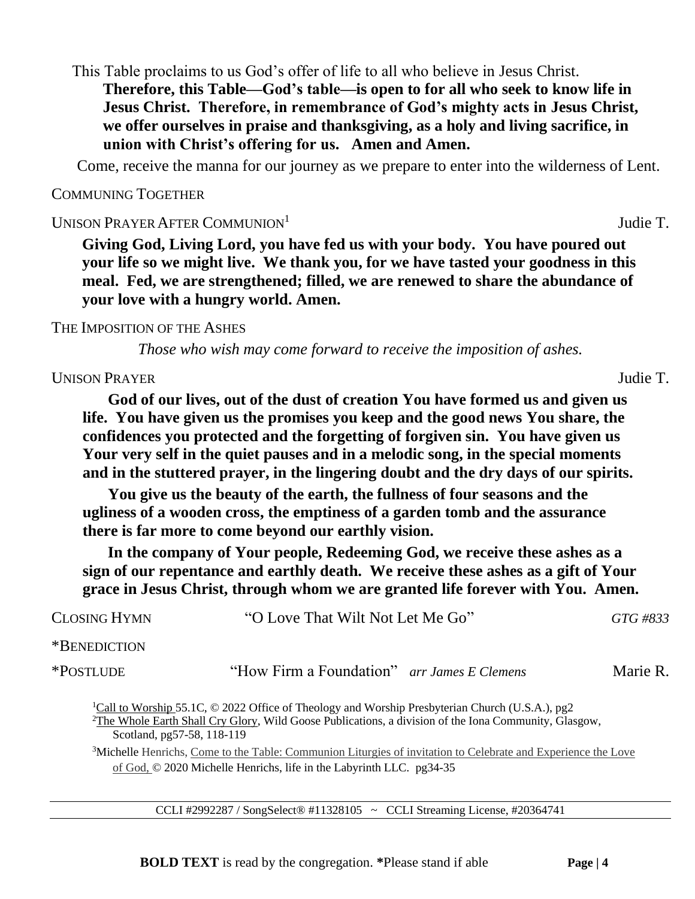This Table proclaims to us God's offer of life to all who believe in Jesus Christ.

**Therefore, this Table—God's table—is open to for all who seek to know life in Jesus Christ. Therefore, in remembrance of God's mighty acts in Jesus Christ, we offer ourselves in praise and thanksgiving, as a holy and living sacrifice, in union with Christ's offering for us. Amen and Amen.**

Come, receive the manna for our journey as we prepare to enter into the wilderness of Lent.

COMMUNING TOGETHER

UNISON PRAYER AFTER COMMUNION[1] — Judie T.

**Giving God, Living Lord, you have fed us with your body. You have poured out your life so we might live. We thank you, for we have tasted your goodness in this meal. Fed, we are strengthened; filled, we are renewed to share the abundance of your love with a hungry world. Amen.**

THE IMPOSITION OF THE ASHES

*Those who wish may come forward to receive the imposition of ashes.*

UNISON PRAYER — Judie T.

**God of our lives, out of the dust of creation You have formed us and given us life. You have given us the promises you keep and the good news You share, the confidences you protected and the forgetting of forgiven sin. You have given us Your very self in the quiet pauses and in a melodic song, in the special moments and in the stuttered prayer, in the lingering doubt and the dry days of our spirits.**

**You give us the beauty of the earth, the fullness of four seasons and the ugliness of a wooden cross, the emptiness of a garden tomb and the assurance there is far more to come beyond our earthly vision.**

**In the company of Your people, Redeeming God, we receive these ashes as a sign of our repentance and earthly death. We receive these ashes as a gift of Your grace in Jesus Christ, through whom we are granted life forever with You. Amen.**

CLOSING HYMN — "O Love That Wilt Not Let Me Go" — *GTG #833*

*BENEDICTION

*POSTLUDE — "How Firm a Foundation" *arr James E Clemens* — Marie R.

[1]Call to Worship 55.1C, © 2022 Office of Theology and Worship Presbyterian Church (U.S.A.), pg2

[2]The Whole Earth Shall Cry Glory, Wild Goose Publications, a division of the Iona Community, Glasgow, Scotland, pg57-58, 118-119

[3]Michelle Henrichs, Come to the Table: Communion Liturgies of invitation to Celebrate and Experience the Love of God, © 2020 Michelle Henrichs, life in the Labyrinth LLC. pg34-35

CCLI #2992287 / SongSelect® #11328105 ~ CCLI Streaming License, #20364741

**BOLD TEXT** is read by the congregation. ***Please stand if able**